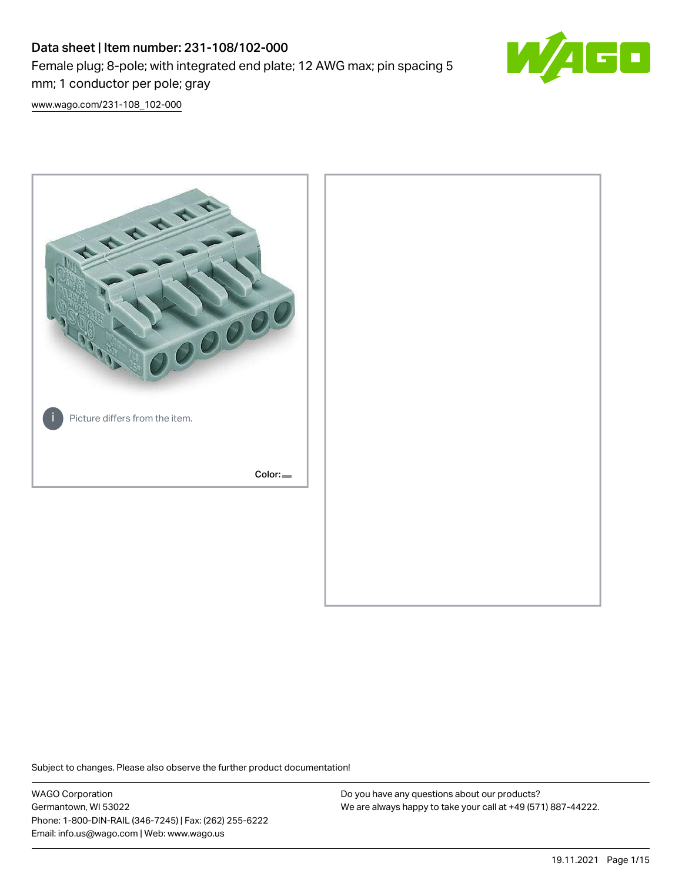# Data sheet | Item number: 231-108/102-000

Female plug; 8-pole; with integrated end plate; 12 AWG max; pin spacing 5 mm; 1 conductor per pole; gray

www.wago.com/231-108_102-000

Picture differs from the item.

Color:

Subject to changes. Please also observe the further product documentation!

WAGO Corporation
Germantown, WI 53022
Phone: 1-800-DIN-RAIL (346-7245) | Fax: (262) 255-6222
Email: info.us@wago.com | Web: www.wago.us

Do you have any questions about our products?
We are always happy to take your call at +49 (571) 887-44222.

19.11.2021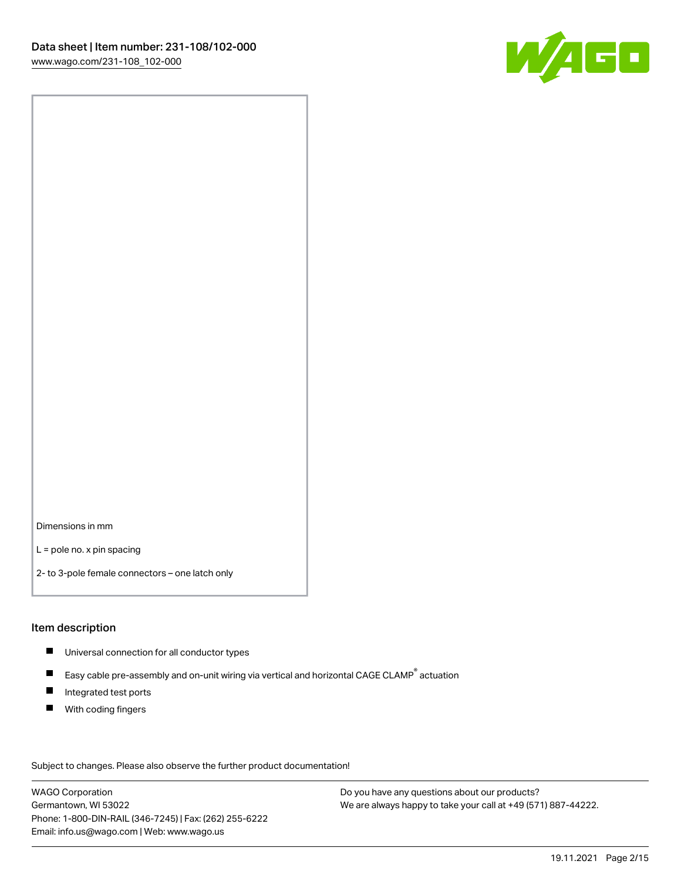Dimensions in mm

L = pole no. x pin spacing

2- to 3-pole female connectors – one latch only

## Item description

- Universal connection for all conductor types
- Easy cable pre-assembly and on-unit wiring via vertical and horizontal CAGE CLAMP® actuation
- Integrated test ports
- With coding fingers

Subject to changes. Please also observe the further product documentation!

WAGO Corporation
Germantown, WI 53022
Phone: 1-800-DIN-RAIL (346-7245) | Fax: (262) 255-6222
Email: info.us@wago.com | Web: www.wago.us

Do you have any questions about our products?
We are always happy to take your call at +49 (571) 887-44222.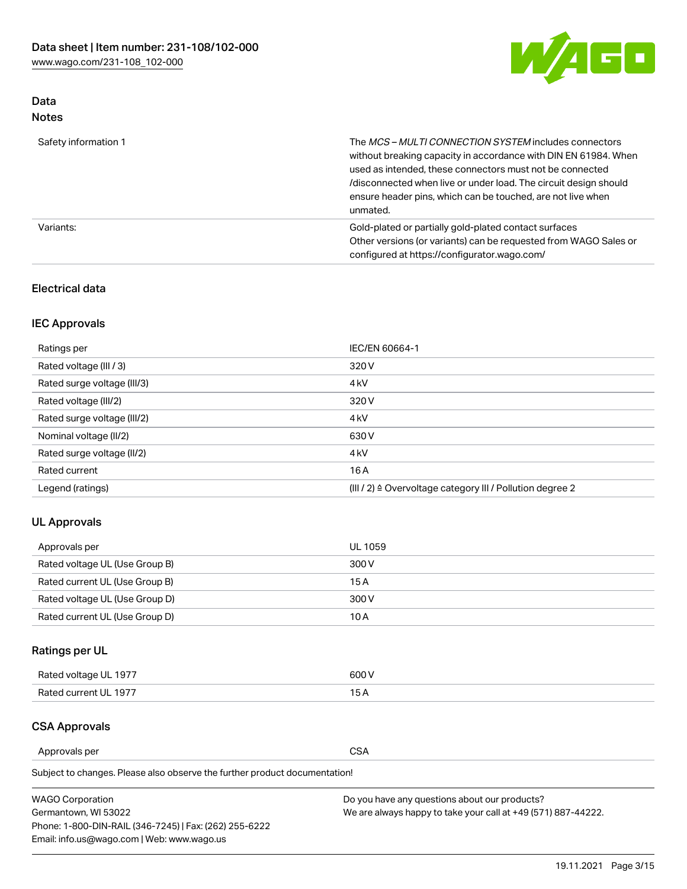## Data

### Notes

| | |
|---|---|
| Safety information 1 | The *MCS – MULTI CONNECTION SYSTEM* includes connectors without breaking capacity in accordance with DIN EN 61984. When used as intended, these connectors must not be connected /disconnected when live or under load. The circuit design should ensure header pins, which can be touched, are not live when unmated. |
| Variants: | Gold-plated or partially gold-plated contact surfaces<br>Other versions (or variants) can be requested from WAGO Sales or configured at https://configurator.wago.com/ |

## Electrical data

### IEC Approvals

| | |
|---|---|
| Ratings per | IEC/EN 60664-1 |
| Rated voltage (III / 3) | 320 V |
| Rated surge voltage (III/3) | 4 kV |
| Rated voltage (III/2) | 320 V |
| Rated surge voltage (III/2) | 4 kV |
| Nominal voltage (II/2) | 630 V |
| Rated surge voltage (II/2) | 4 kV |
| Rated current | 16 A |
| Legend (ratings) | (III / 2) ≙ Overvoltage category III / Pollution degree 2 |

### UL Approvals

| | |
|---|---|
| Approvals per | UL 1059 |
| Rated voltage UL (Use Group B) | 300 V |
| Rated current UL (Use Group B) | 15 A |
| Rated voltage UL (Use Group D) | 300 V |
| Rated current UL (Use Group D) | 10 A |

### Ratings per UL

| | |
|---|---|
| Rated voltage UL 1977 | 600 V |
| Rated current UL 1977 | 15 A |

### CSA Approvals

| | |
|---|---|
| Approvals per | CSA |

Subject to changes. Please also observe the further product documentation!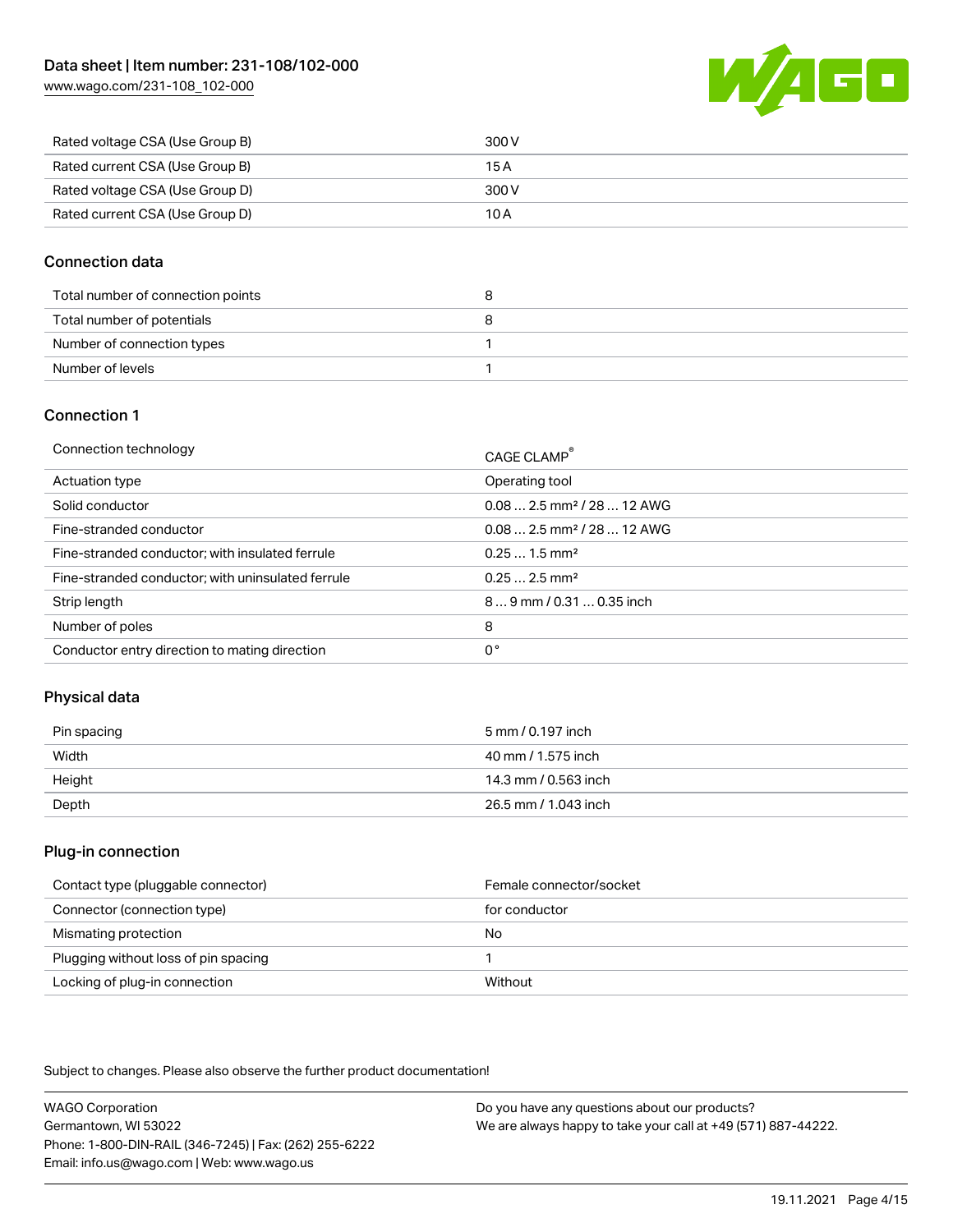| | |
|---|---|
| Rated voltage CSA (Use Group B) | 300 V |
| Rated current CSA (Use Group B) | 15 A |
| Rated voltage CSA (Use Group D) | 300 V |
| Rated current CSA (Use Group D) | 10 A |

## Connection data

| | |
|---|---|
| Total number of connection points | 8 |
| Total number of potentials | 8 |
| Number of connection types | 1 |
| Number of levels | 1 |

## Connection 1

| | |
|---|---|
| Connection technology | CAGE CLAMP® |
| Actuation type | Operating tool |
| Solid conductor | 0.08 … 2.5 mm² / 28 … 12 AWG |
| Fine-stranded conductor | 0.08 … 2.5 mm² / 28 … 12 AWG |
| Fine-stranded conductor; with insulated ferrule | 0.25 … 1.5 mm² |
| Fine-stranded conductor; with uninsulated ferrule | 0.25 … 2.5 mm² |
| Strip length | 8 … 9 mm / 0.31 … 0.35 inch |
| Number of poles | 8 |
| Conductor entry direction to mating direction | 0 ° |

## Physical data

| | |
|---|---|
| Pin spacing | 5 mm / 0.197 inch |
| Width | 40 mm / 1.575 inch |
| Height | 14.3 mm / 0.563 inch |
| Depth | 26.5 mm / 1.043 inch |

## Plug-in connection

| | |
|---|---|
| Contact type (pluggable connector) | Female connector/socket |
| Connector (connection type) | for conductor |
| Mismating protection | No |
| Plugging without loss of pin spacing | 1 |
| Locking of plug-in connection | Without |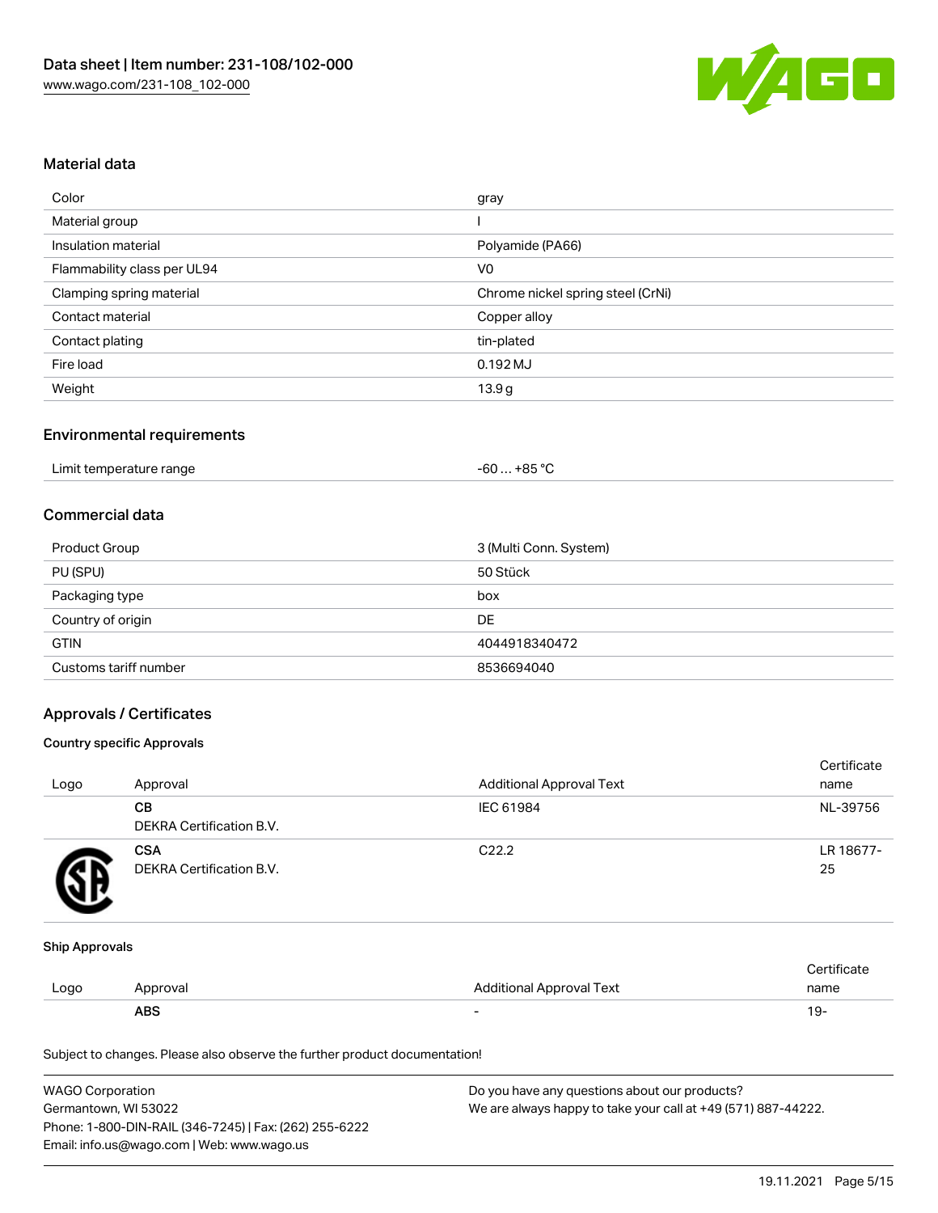## Material data

| | |
|---|---|
| Color | gray |
| Material group | I |
| Insulation material | Polyamide (PA66) |
| Flammability class per UL94 | V0 |
| Clamping spring material | Chrome nickel spring steel (CrNi) |
| Contact material | Copper alloy |
| Contact plating | tin-plated |
| Fire load | 0.192 MJ |
| Weight | 13.9 g |

## Environmental requirements

| | |
|---|---|
| Limit temperature range | -60 … +85 °C |

## Commercial data

| | |
|---|---|
| Product Group | 3 (Multi Conn. System) |
| PU (SPU) | 50 Stück |
| Packaging type | box |
| Country of origin | DE |
| GTIN | 4044918340472 |
| Customs tariff number | 8536694040 |

## Approvals / Certificates

### Country specific Approvals

| Logo | Approval | Additional Approval Text | Certificate name |
|---|---|---|---|
| | **CB** DEKRA Certification B.V. | IEC 61984 | NL-39756 |
| | **CSA** DEKRA Certification B.V. | C22.2 | LR 18677-25 |

### Ship Approvals

| Logo | Approval | Additional Approval Text | Certificate name |
|---|---|---|---|
| | **ABS** | - | 19- |

Subject to changes. Please also observe the further product documentation!

WAGO Corporation
Germantown, WI 53022
Phone: 1-800-DIN-RAIL (346-7245) | Fax: (262) 255-6222
Email: info.us@wago.com | Web: www.wago.us

Do you have any questions about our products?
We are always happy to take your call at +49 (571) 887-44222.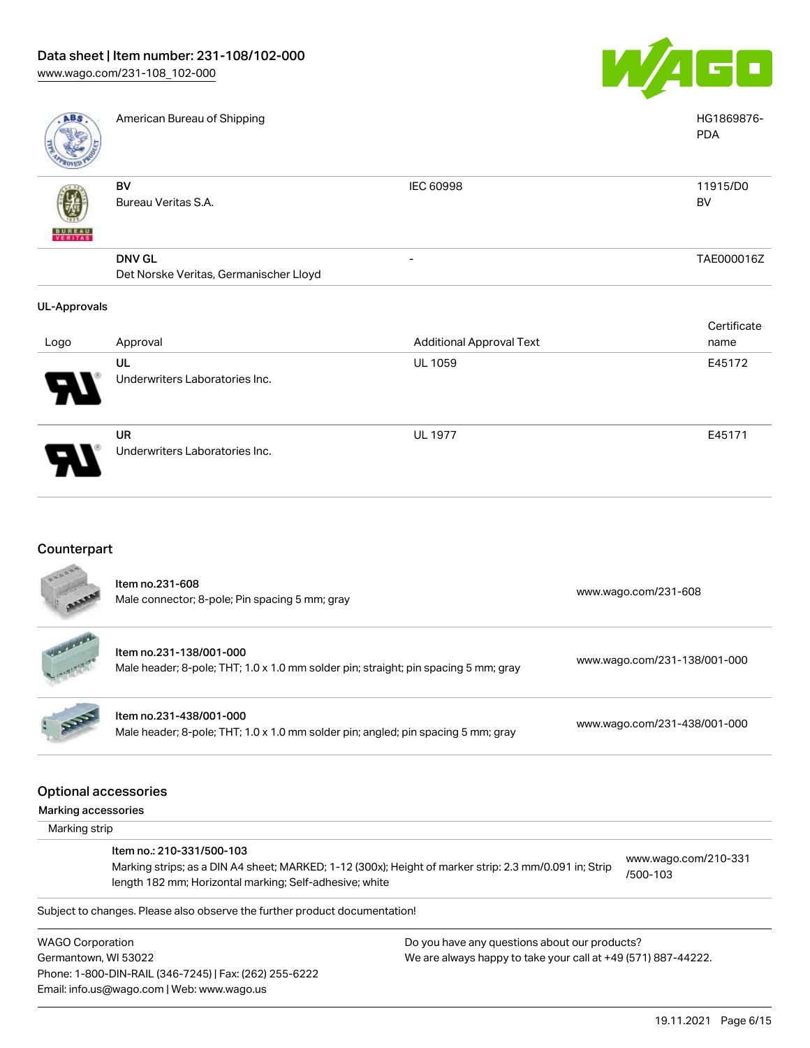| | | | |
|---|---|---|---|
| | American Bureau of Shipping | | HG1869876-PDA |
| | **BV** Bureau Veritas S.A. | IEC 60998 | 11915/D0 BV |
| | **DNV GL** Det Norske Veritas, Germanischer Lloyd | - | TAE000016Z |

**UL-Approvals**

| Logo | Approval | Additional Approval Text | Certificate name |
|---|---|---|---|
| | **UL** Underwriters Laboratories Inc. | UL 1059 | E45172 |
| | **UR** Underwriters Laboratories Inc. | UL 1977 | E45171 |

## Counterpart

| | | |
|---|---|---|
| | Item no.231-608 Male connector; 8-pole; Pin spacing 5 mm; gray | www.wago.com/231-608 |
| | Item no.231-138/001-000 Male header; 8-pole; THT; 1.0 x 1.0 mm solder pin; straight; pin spacing 5 mm; gray | www.wago.com/231-138/001-000 |
| | Item no.231-438/001-000 Male header; 8-pole; THT; 1.0 x 1.0 mm solder pin; angled; pin spacing 5 mm; gray | www.wago.com/231-438/001-000 |

## Optional accessories

**Marking accessories**

Marking strip

| | |
|---|---|
| Item no.: 210-331/500-103 Marking strips; as a DIN A4 sheet; MARKED; 1-12 (300x); Height of marker strip: 2.3 mm/0.091 in; Strip length 182 mm; Horizontal marking; Self-adhesive; white | www.wago.com/210-331/500-103 |

Subject to changes. Please also observe the further product documentation!

WAGO Corporation
Germantown, WI 53022
Phone: 1-800-DIN-RAIL (346-7245) | Fax: (262) 255-6222
Email: info.us@wago.com | Web: www.wago.us

Do you have any questions about our products?
We are always happy to take your call at +49 (571) 887-44222.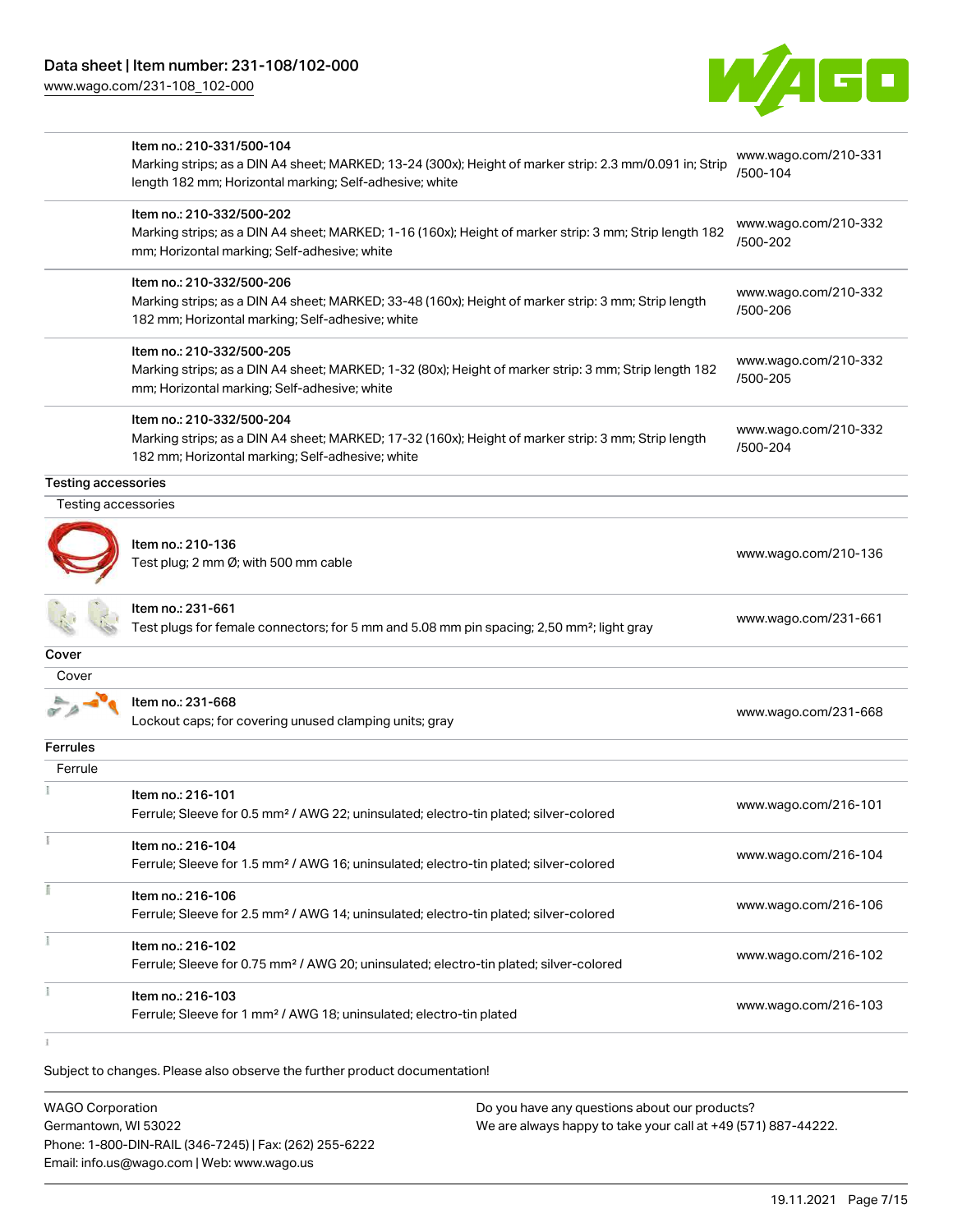| | | |
|---|---|---|
| | Item no.: 210-331/500-104<br>Marking strips; as a DIN A4 sheet; MARKED; 13-24 (300x); Height of marker strip: 2.3 mm/0.091 in; Strip length 182 mm; Horizontal marking; Self-adhesive; white | www.wago.com/210-331/500-104 |
| | Item no.: 210-332/500-202<br>Marking strips; as a DIN A4 sheet; MARKED; 1-16 (160x); Height of marker strip: 3 mm; Strip length 182 mm; Horizontal marking; Self-adhesive; white | www.wago.com/210-332/500-202 |
| | Item no.: 210-332/500-206<br>Marking strips; as a DIN A4 sheet; MARKED; 33-48 (160x); Height of marker strip: 3 mm; Strip length 182 mm; Horizontal marking; Self-adhesive; white | www.wago.com/210-332/500-206 |
| | Item no.: 210-332/500-205<br>Marking strips; as a DIN A4 sheet; MARKED; 1-32 (80x); Height of marker strip: 3 mm; Strip length 182 mm; Horizontal marking; Self-adhesive; white | www.wago.com/210-332/500-205 |
| | Item no.: 210-332/500-204<br>Marking strips; as a DIN A4 sheet; MARKED; 17-32 (160x); Height of marker strip: 3 mm; Strip length 182 mm; Horizontal marking; Self-adhesive; white | www.wago.com/210-332/500-204 |

**Testing accessories**

Testing accessories

| | | |
|---|---|---|
| | Item no.: 210-136<br>Test plug; 2 mm Ø; with 500 mm cable | www.wago.com/210-136 |
| | Item no.: 231-661<br>Test plugs for female connectors; for 5 mm and 5.08 mm pin spacing; 2,50 mm²; light gray | www.wago.com/231-661 |

**Cover**

Cover

| | | |
|---|---|---|
| | Item no.: 231-668<br>Lockout caps; for covering unused clamping units; gray | www.wago.com/231-668 |

**Ferrules**

Ferrule

| | | |
|---|---|---|
| | Item no.: 216-101<br>Ferrule; Sleeve for 0.5 mm² / AWG 22; uninsulated; electro-tin plated; silver-colored | www.wago.com/216-101 |
| | Item no.: 216-104<br>Ferrule; Sleeve for 1.5 mm² / AWG 16; uninsulated; electro-tin plated; silver-colored | www.wago.com/216-104 |
| | Item no.: 216-106<br>Ferrule; Sleeve for 2.5 mm² / AWG 14; uninsulated; electro-tin plated; silver-colored | www.wago.com/216-106 |
| | Item no.: 216-102<br>Ferrule; Sleeve for 0.75 mm² / AWG 20; uninsulated; electro-tin plated; silver-colored | www.wago.com/216-102 |
| | Item no.: 216-103<br>Ferrule; Sleeve for 1 mm² / AWG 18; uninsulated; electro-tin plated | www.wago.com/216-103 |

Subject to changes. Please also observe the further product documentation!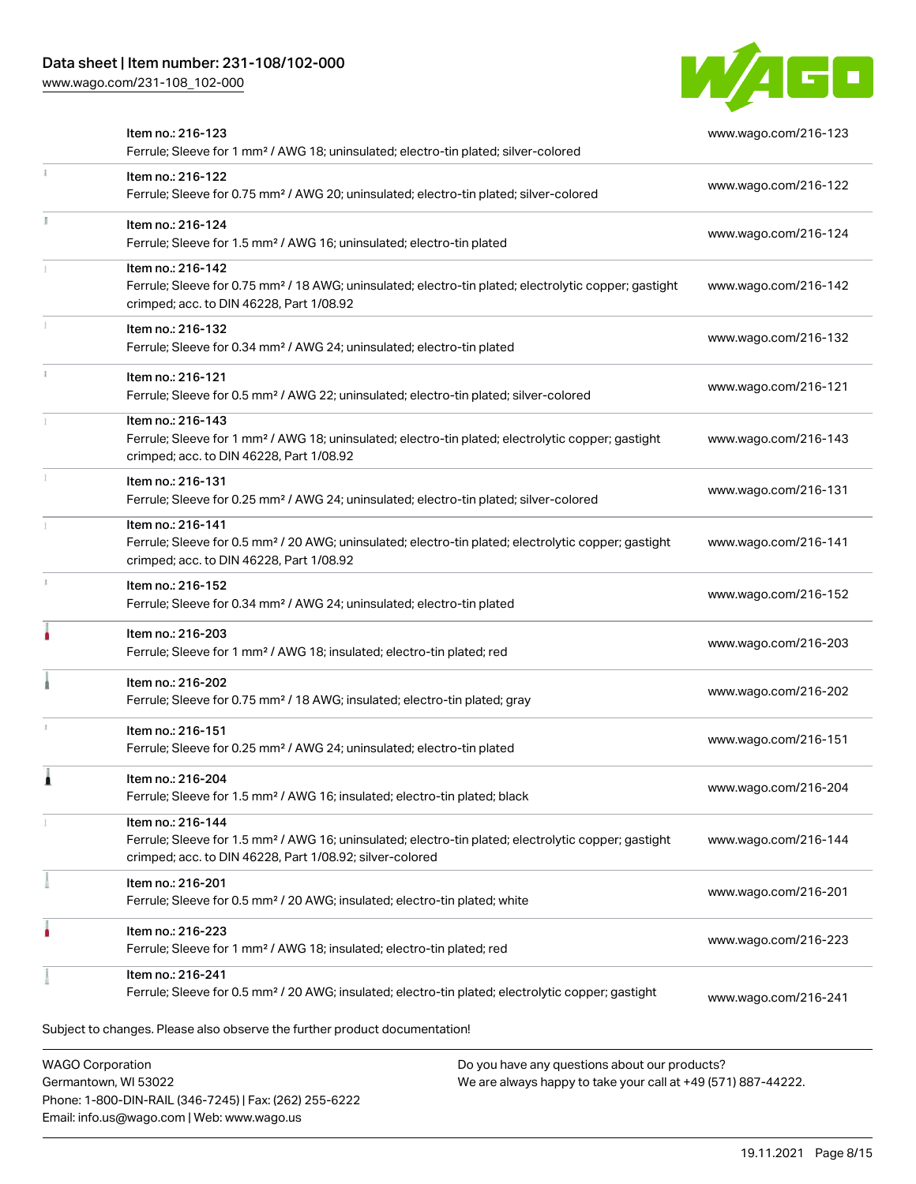| Item | URL |
|---|---|
| Item no.: 216-123<br>Ferrule; Sleeve for 1 mm² / AWG 18; uninsulated; electro-tin plated; silver-colored | www.wago.com/216-123 |
| Item no.: 216-122<br>Ferrule; Sleeve for 0.75 mm² / AWG 20; uninsulated; electro-tin plated; silver-colored | www.wago.com/216-122 |
| Item no.: 216-124<br>Ferrule; Sleeve for 1.5 mm² / AWG 16; uninsulated; electro-tin plated | www.wago.com/216-124 |
| Item no.: 216-142<br>Ferrule; Sleeve for 0.75 mm² / 18 AWG; uninsulated; electro-tin plated; electrolytic copper; gastight crimped; acc. to DIN 46228, Part 1/08.92 | www.wago.com/216-142 |
| Item no.: 216-132<br>Ferrule; Sleeve for 0.34 mm² / AWG 24; uninsulated; electro-tin plated | www.wago.com/216-132 |
| Item no.: 216-121<br>Ferrule; Sleeve for 0.5 mm² / AWG 22; uninsulated; electro-tin plated; silver-colored | www.wago.com/216-121 |
| Item no.: 216-143<br>Ferrule; Sleeve for 1 mm² / AWG 18; uninsulated; electro-tin plated; electrolytic copper; gastight crimped; acc. to DIN 46228, Part 1/08.92 | www.wago.com/216-143 |
| Item no.: 216-131<br>Ferrule; Sleeve for 0.25 mm² / AWG 24; uninsulated; electro-tin plated; silver-colored | www.wago.com/216-131 |
| Item no.: 216-141<br>Ferrule; Sleeve for 0.5 mm² / 20 AWG; uninsulated; electro-tin plated; electrolytic copper; gastight crimped; acc. to DIN 46228, Part 1/08.92 | www.wago.com/216-141 |
| Item no.: 216-152<br>Ferrule; Sleeve for 0.34 mm² / AWG 24; uninsulated; electro-tin plated | www.wago.com/216-152 |
| Item no.: 216-203<br>Ferrule; Sleeve for 1 mm² / AWG 18; insulated; electro-tin plated; red | www.wago.com/216-203 |
| Item no.: 216-202<br>Ferrule; Sleeve for 0.75 mm² / 18 AWG; insulated; electro-tin plated; gray | www.wago.com/216-202 |
| Item no.: 216-151<br>Ferrule; Sleeve for 0.25 mm² / AWG 24; uninsulated; electro-tin plated | www.wago.com/216-151 |
| Item no.: 216-204<br>Ferrule; Sleeve for 1.5 mm² / AWG 16; insulated; electro-tin plated; black | www.wago.com/216-204 |
| Item no.: 216-144<br>Ferrule; Sleeve for 1.5 mm² / AWG 16; uninsulated; electro-tin plated; electrolytic copper; gastight crimped; acc. to DIN 46228, Part 1/08.92; silver-colored | www.wago.com/216-144 |
| Item no.: 216-201<br>Ferrule; Sleeve for 0.5 mm² / 20 AWG; insulated; electro-tin plated; white | www.wago.com/216-201 |
| Item no.: 216-223<br>Ferrule; Sleeve for 1 mm² / AWG 18; insulated; electro-tin plated; red | www.wago.com/216-223 |
| Item no.: 216-241<br>Ferrule; Sleeve for 0.5 mm² / 20 AWG; insulated; electro-tin plated; electrolytic copper; gastight | www.wago.com/216-241 |

Subject to changes. Please also observe the further product documentation!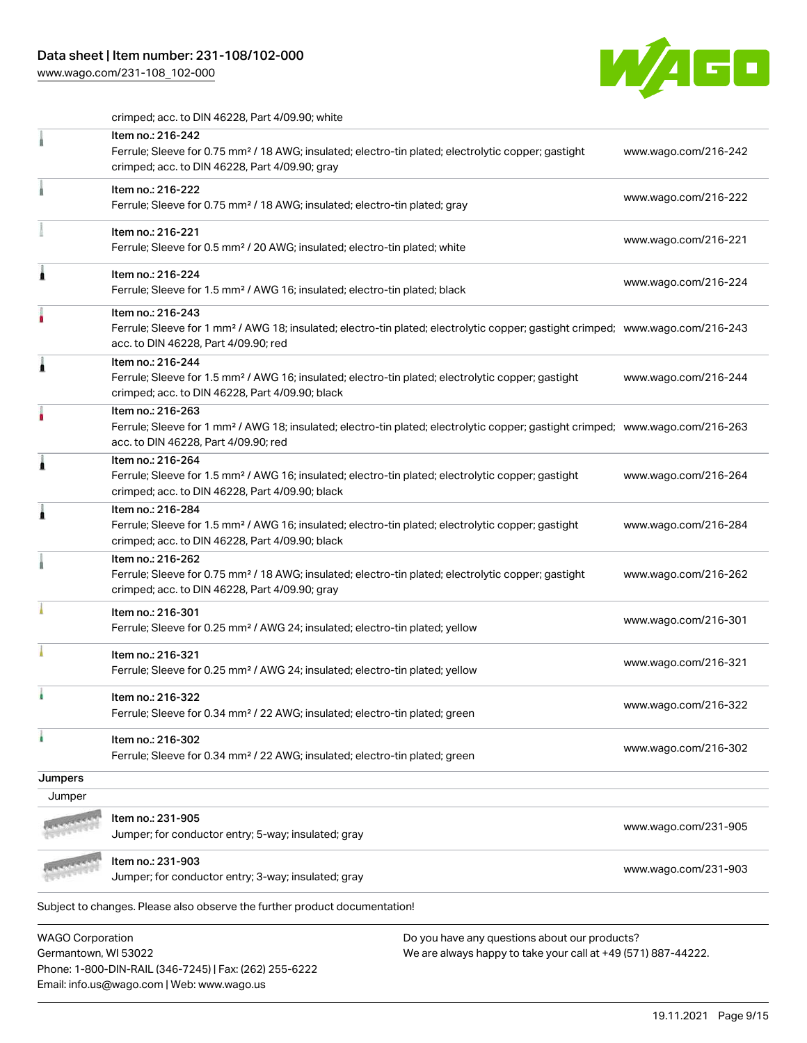crimped; acc. to DIN 46228, Part 4/09.90; white

| | | |
|---|---|---|
| | Item no.: 216-242<br>Ferrule; Sleeve for 0.75 mm² / 18 AWG; insulated; electro-tin plated; electrolytic copper; gastight crimped; acc. to DIN 46228, Part 4/09.90; gray | www.wago.com/216-242 |
| | Item no.: 216-222<br>Ferrule; Sleeve for 0.75 mm² / 18 AWG; insulated; electro-tin plated; gray | www.wago.com/216-222 |
| | Item no.: 216-221<br>Ferrule; Sleeve for 0.5 mm² / 20 AWG; insulated; electro-tin plated; white | www.wago.com/216-221 |
| | Item no.: 216-224<br>Ferrule; Sleeve for 1.5 mm² / AWG 16; insulated; electro-tin plated; black | www.wago.com/216-224 |
| | Item no.: 216-243<br>Ferrule; Sleeve for 1 mm² / AWG 18; insulated; electro-tin plated; electrolytic copper; gastight crimped; acc. to DIN 46228, Part 4/09.90; red | www.wago.com/216-243 |
| | Item no.: 216-244<br>Ferrule; Sleeve for 1.5 mm² / AWG 16; insulated; electro-tin plated; electrolytic copper; gastight crimped; acc. to DIN 46228, Part 4/09.90; black | www.wago.com/216-244 |
| | Item no.: 216-263<br>Ferrule; Sleeve for 1 mm² / AWG 18; insulated; electro-tin plated; electrolytic copper; gastight crimped; acc. to DIN 46228, Part 4/09.90; red | www.wago.com/216-263 |
| | Item no.: 216-264<br>Ferrule; Sleeve for 1.5 mm² / AWG 16; insulated; electro-tin plated; electrolytic copper; gastight crimped; acc. to DIN 46228, Part 4/09.90; black | www.wago.com/216-264 |
| | Item no.: 216-284<br>Ferrule; Sleeve for 1.5 mm² / AWG 16; insulated; electro-tin plated; electrolytic copper; gastight crimped; acc. to DIN 46228, Part 4/09.90; black | www.wago.com/216-284 |
| | Item no.: 216-262<br>Ferrule; Sleeve for 0.75 mm² / 18 AWG; insulated; electro-tin plated; electrolytic copper; gastight crimped; acc. to DIN 46228, Part 4/09.90; gray | www.wago.com/216-262 |
| | Item no.: 216-301<br>Ferrule; Sleeve for 0.25 mm² / AWG 24; insulated; electro-tin plated; yellow | www.wago.com/216-301 |
| | Item no.: 216-321<br>Ferrule; Sleeve for 0.25 mm² / AWG 24; insulated; electro-tin plated; yellow | www.wago.com/216-321 |
| | Item no.: 216-322<br>Ferrule; Sleeve for 0.34 mm² / 22 AWG; insulated; electro-tin plated; green | www.wago.com/216-322 |
| | Item no.: 216-302<br>Ferrule; Sleeve for 0.34 mm² / 22 AWG; insulated; electro-tin plated; green | www.wago.com/216-302 |

**Jumpers**

Jumper

| | | |
|---|---|---|
| | Item no.: 231-905<br>Jumper; for conductor entry; 5-way; insulated; gray | www.wago.com/231-905 |
| | Item no.: 231-903<br>Jumper; for conductor entry; 3-way; insulated; gray | www.wago.com/231-903 |

Subject to changes. Please also observe the further product documentation!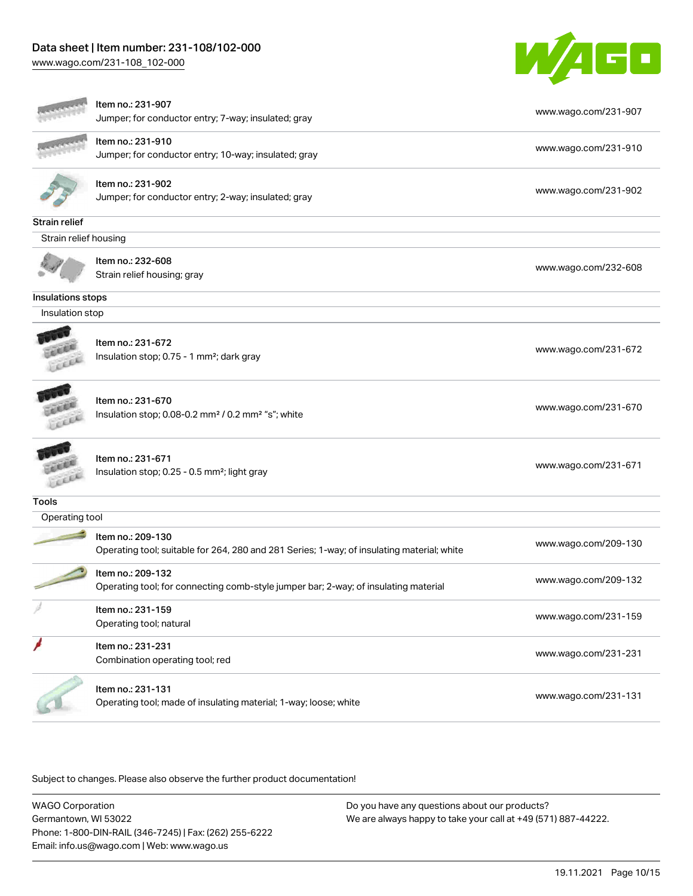| | |
|---|---|
| Item no.: 231-907<br>Jumper; for conductor entry; 7-way; insulated; gray | www.wago.com/231-907 |
| Item no.: 231-910<br>Jumper; for conductor entry; 10-way; insulated; gray | www.wago.com/231-910 |
| Item no.: 231-902<br>Jumper; for conductor entry; 2-way; insulated; gray | www.wago.com/231-902 |

**Strain relief**

Strain relief housing

| | |
|---|---|
| Item no.: 232-608<br>Strain relief housing; gray | www.wago.com/232-608 |

**Insulations stops**

Insulation stop

| | |
|---|---|
| Item no.: 231-672<br>Insulation stop; 0.75 - 1 mm²; dark gray | www.wago.com/231-672 |
| Item no.: 231-670<br>Insulation stop; 0.08-0.2 mm² / 0.2 mm² "s"; white | www.wago.com/231-670 |
| Item no.: 231-671<br>Insulation stop; 0.25 - 0.5 mm²; light gray | www.wago.com/231-671 |

**Tools**

Operating tool

| | |
|---|---|
| Item no.: 209-130<br>Operating tool; suitable for 264, 280 and 281 Series; 1-way; of insulating material; white | www.wago.com/209-130 |
| Item no.: 209-132<br>Operating tool; for connecting comb-style jumper bar; 2-way; of insulating material | www.wago.com/209-132 |
| Item no.: 231-159<br>Operating tool; natural | www.wago.com/231-159 |
| Item no.: 231-231<br>Combination operating tool; red | www.wago.com/231-231 |
| Item no.: 231-131<br>Operating tool; made of insulating material; 1-way; loose; white | www.wago.com/231-131 |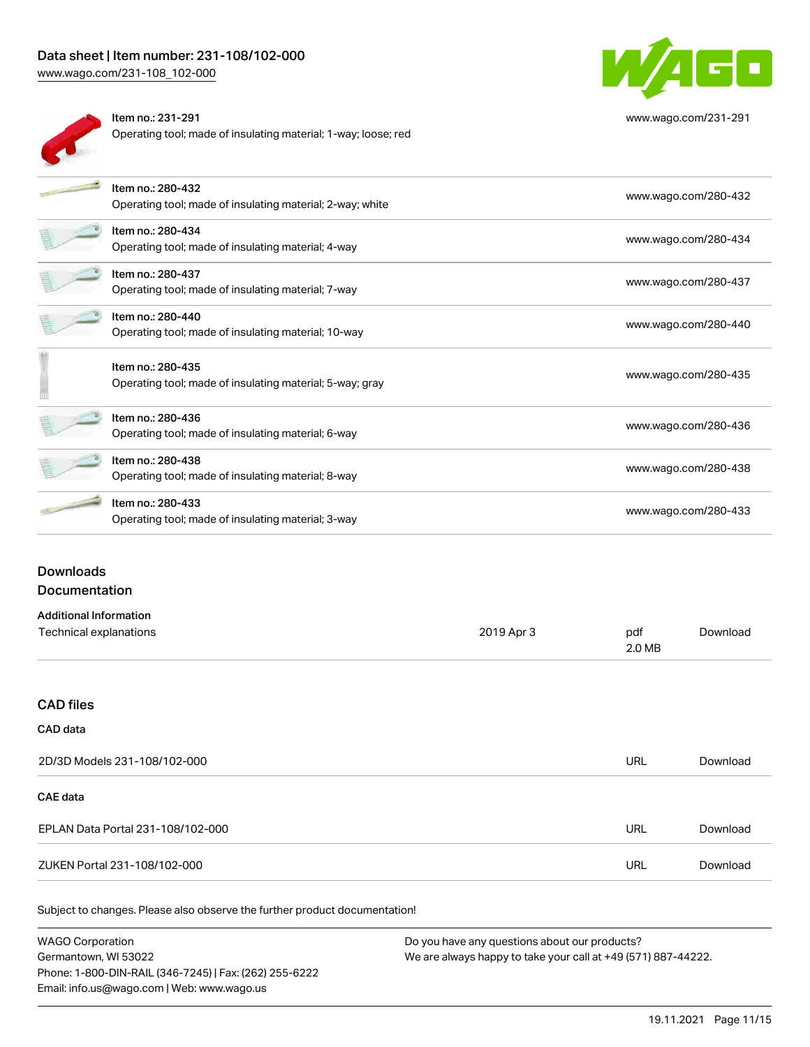| Item | Description | Link |
| --- | --- | --- |
| Item no.: 231-291 | Operating tool; made of insulating material; 1-way; loose; red | www.wago.com/231-291 |
| Item no.: 280-432 | Operating tool; made of insulating material; 2-way; white | www.wago.com/280-432 |
| Item no.: 280-434 | Operating tool; made of insulating material; 4-way | www.wago.com/280-434 |
| Item no.: 280-437 | Operating tool; made of insulating material; 7-way | www.wago.com/280-437 |
| Item no.: 280-440 | Operating tool; made of insulating material; 10-way | www.wago.com/280-440 |
| Item no.: 280-435 | Operating tool; made of insulating material; 5-way; gray | www.wago.com/280-435 |
| Item no.: 280-436 | Operating tool; made of insulating material; 6-way | www.wago.com/280-436 |
| Item no.: 280-438 | Operating tool; made of insulating material; 8-way | www.wago.com/280-438 |
| Item no.: 280-433 | Operating tool; made of insulating material; 3-way | www.wago.com/280-433 |

## Downloads

## Documentation

### Additional Information

| | | | |
| --- | --- | --- | --- |
| Technical explanations | 2019 Apr 3 | pdf 2.0 MB | Download |

## CAD files

### CAD data

| | | |
| --- | --- | --- |
| 2D/3D Models 231-108/102-000 | URL | Download |

### CAE data

| | | |
| --- | --- | --- |
| EPLAN Data Portal 231-108/102-000 | URL | Download |
| ZUKEN Portal 231-108/102-000 | URL | Download |

Subject to changes. Please also observe the further product documentation!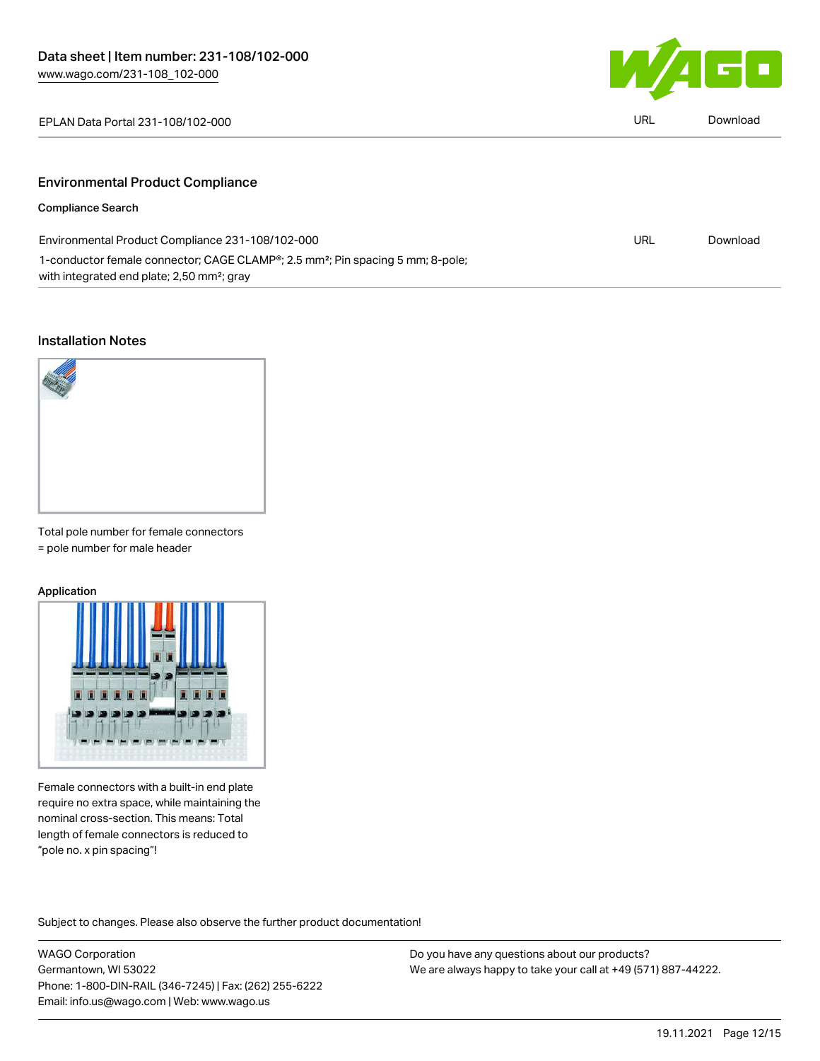| EPLAN Data Portal 231-108/102-000 | URL | Download |
|---|---|---|

## Environmental Product Compliance

### Compliance Search

| Environmental Product Compliance 231-108/102-000 | URL | Download |
|---|---|---|
| 1-conductor female connector; CAGE CLAMP®; 2.5 mm²; Pin spacing 5 mm; 8-pole; with integrated end plate; 2,50 mm²; gray | | |

## Installation Notes

Total pole number for female connectors = pole number for male header

### Application

Female connectors with a built-in end plate require no extra space, while maintaining the nominal cross-section. This means: Total length of female connectors is reduced to "pole no. x pin spacing"!

Subject to changes. Please also observe the further product documentation!

WAGO Corporation
Germantown, WI 53022
Phone: 1-800-DIN-RAIL (346-7245) | Fax: (262) 255-6222
Email: info.us@wago.com | Web: www.wago.us

Do you have any questions about our products?
We are always happy to take your call at +49 (571) 887-44222.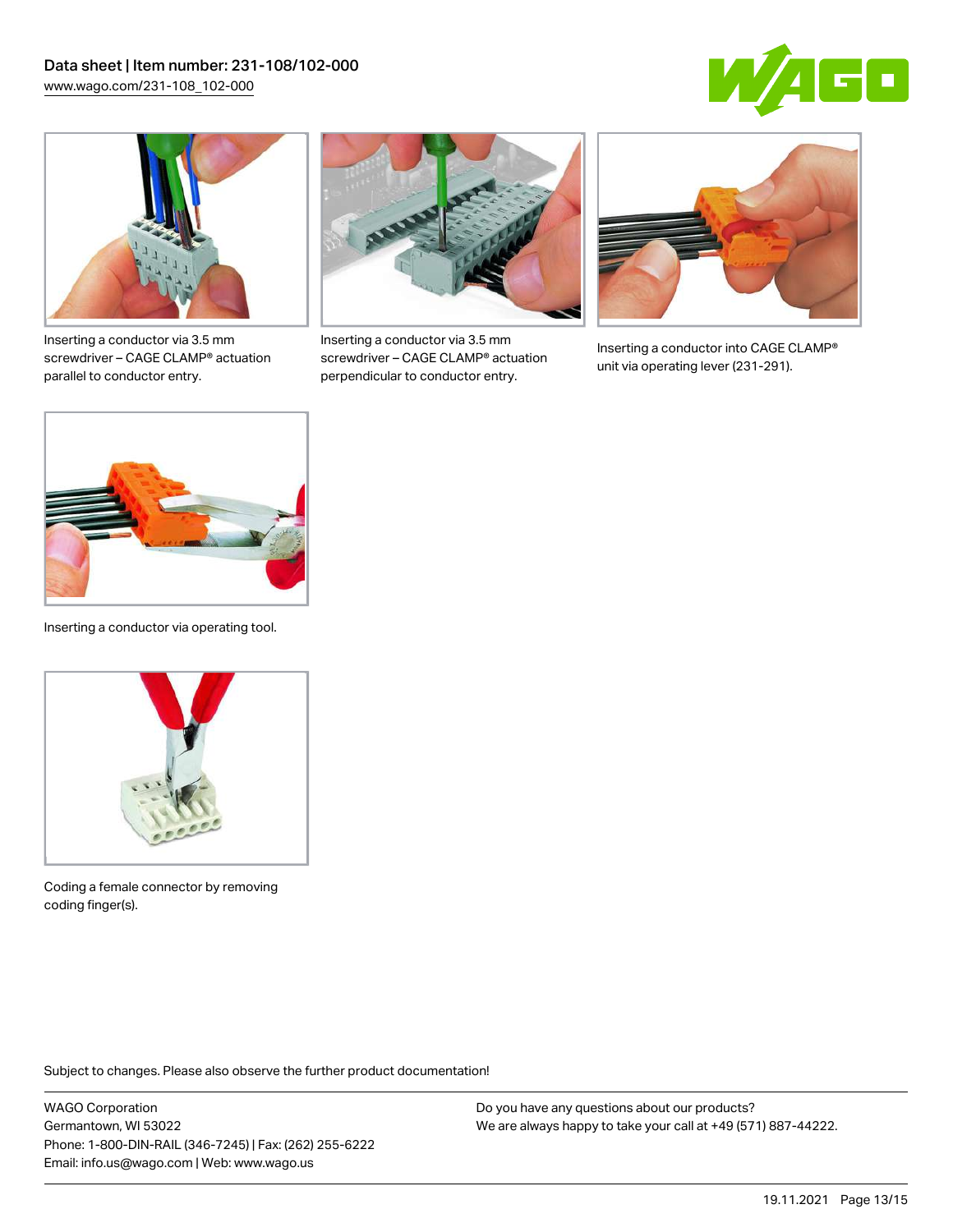Inserting a conductor via 3.5 mm screwdriver – CAGE CLAMP® actuation parallel to conductor entry.

Inserting a conductor via 3.5 mm screwdriver – CAGE CLAMP® actuation perpendicular to conductor entry.

Inserting a conductor into CAGE CLAMP® unit via operating lever (231-291).

Inserting a conductor via operating tool.

Coding a female connector by removing coding finger(s).

Subject to changes. Please also observe the further product documentation!

WAGO Corporation
Germantown, WI 53022
Phone: 1-800-DIN-RAIL (346-7245) | Fax: (262) 255-6222
Email: info.us@wago.com | Web: www.wago.us

Do you have any questions about our products?
We are always happy to take your call at +49 (571) 887-44222.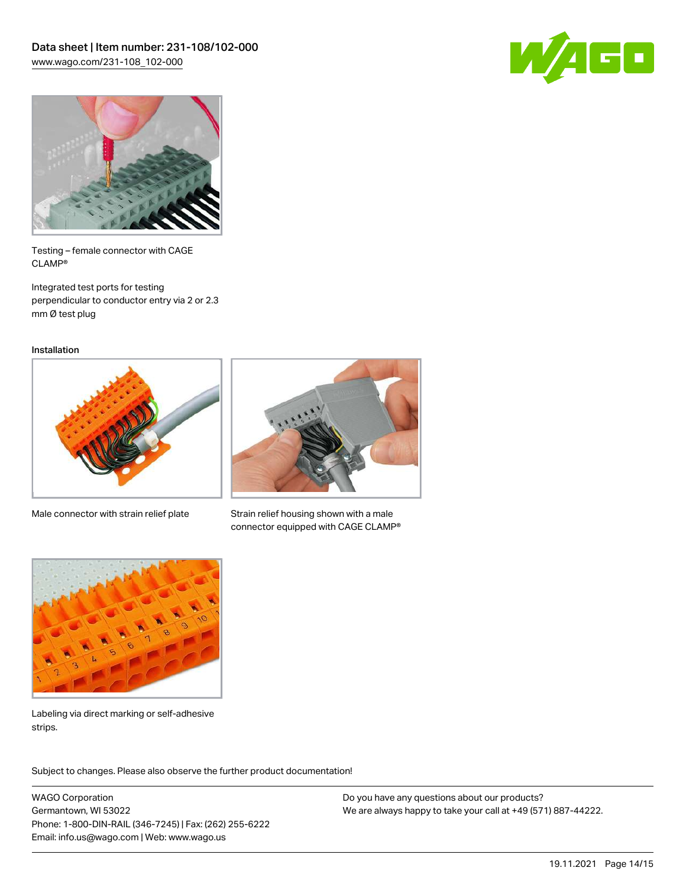Testing – female connector with CAGE CLAMP®

Integrated test ports for testing perpendicular to conductor entry via 2 or 2.3 mm Ø test plug

Installation

Male connector with strain relief plate

Strain relief housing shown with a male connector equipped with CAGE CLAMP®

Labeling via direct marking or self-adhesive strips.

Subject to changes. Please also observe the further product documentation!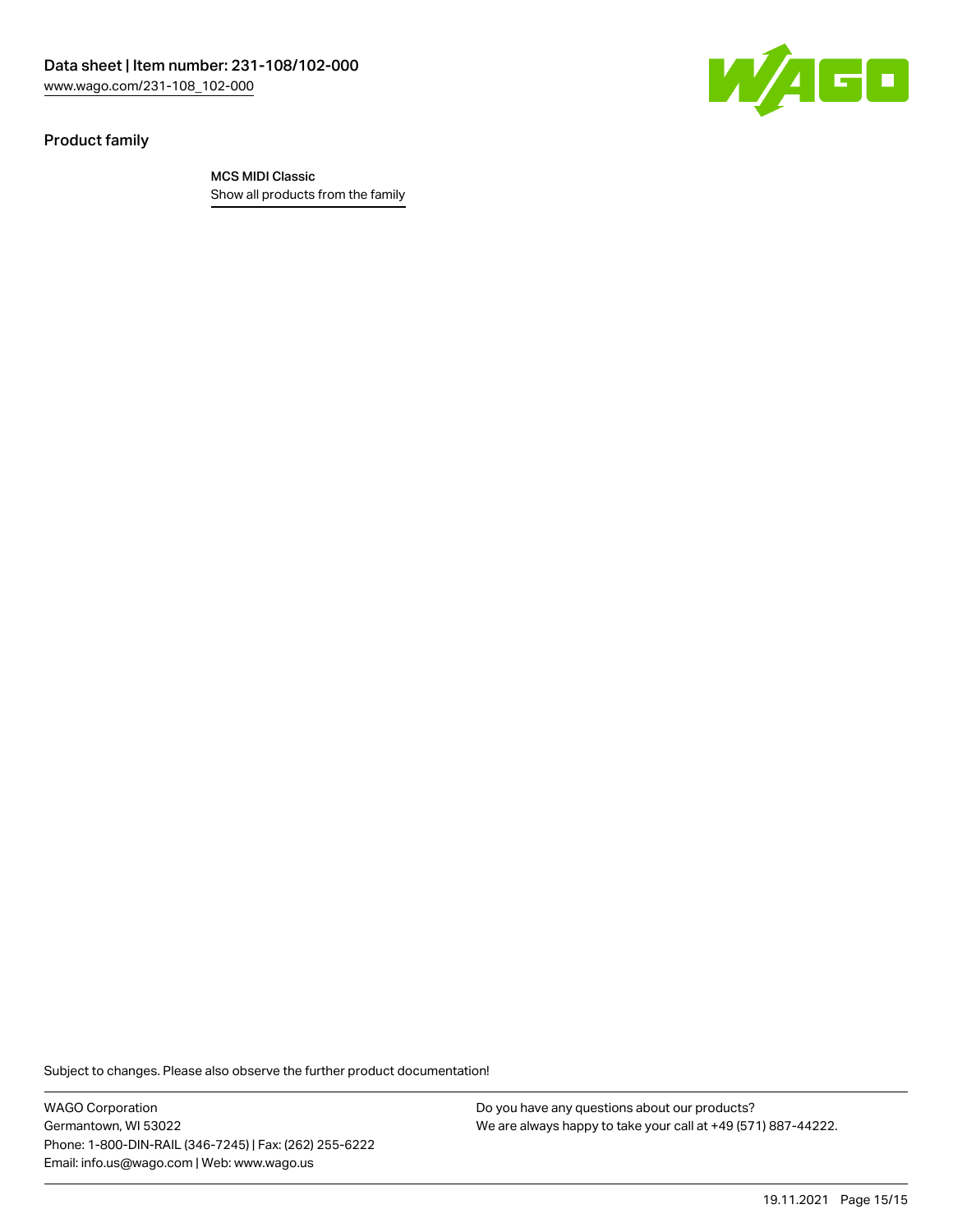## Product family

MCS MIDI Classic
Show all products from the family

Subject to changes. Please also observe the further product documentation!

WAGO Corporation
Germantown, WI 53022
Phone: 1-800-DIN-RAIL (346-7245) | Fax: (262) 255-6222
Email: info.us@wago.com | Web: www.wago.us

Do you have any questions about our products?
We are always happy to take your call at +49 (571) 887-44222.